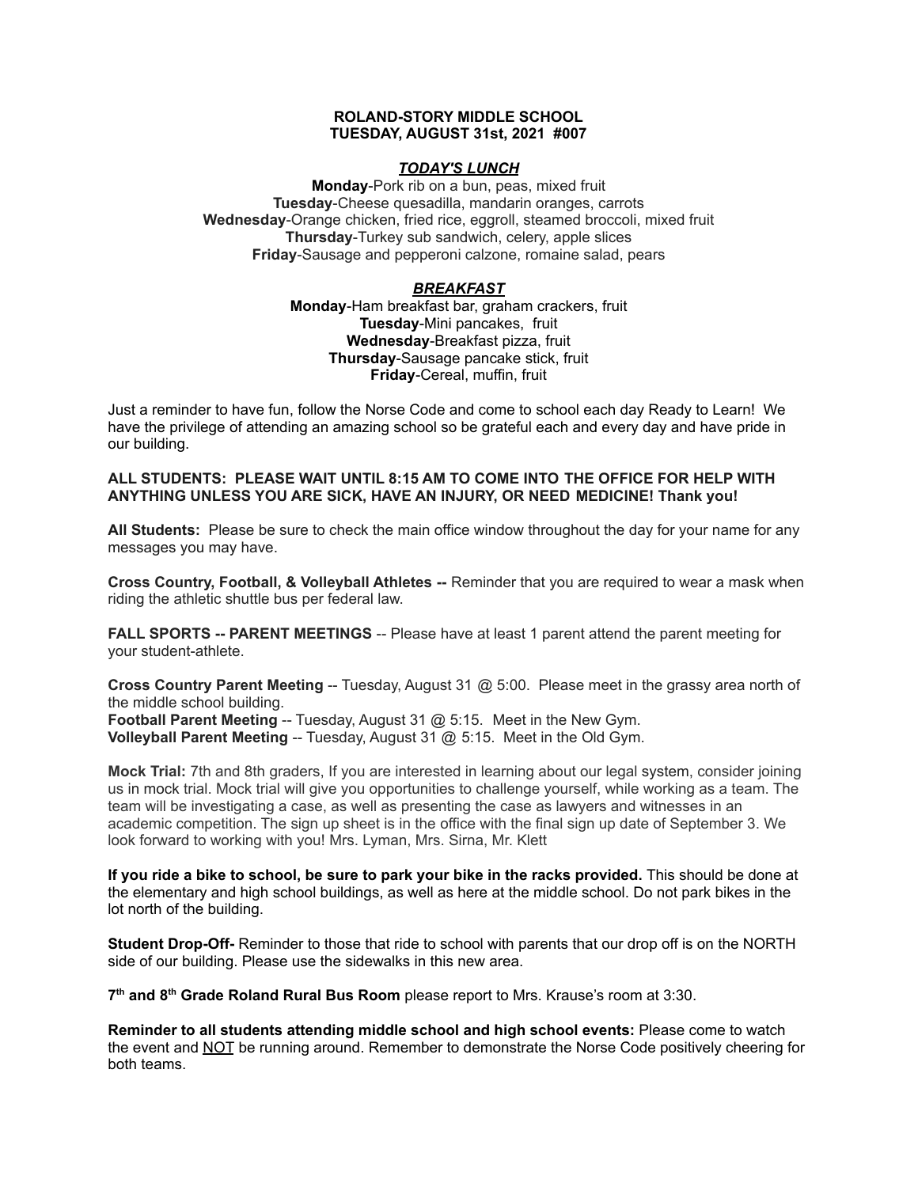# ROLAND-STORY MIDDLE SCHOOL
## TUESDAY, AUGUST 31st, 2021 #007

### *TODAY'S LUNCH*

**Monday**-Pork rib on a bun, peas, mixed fruit
**Tuesday**-Cheese quesadilla, mandarin oranges, carrots
**Wednesday**-Orange chicken, fried rice, eggroll, steamed broccoli, mixed fruit
**Thursday**-Turkey sub sandwich, celery, apple slices
**Friday**-Sausage and pepperoni calzone, romaine salad, pears

### *BREAKFAST*

**Monday**-Ham breakfast bar, graham crackers, fruit
**Tuesday**-Mini pancakes, fruit
**Wednesday**-Breakfast pizza, fruit
**Thursday**-Sausage pancake stick, fruit
**Friday**-Cereal, muffin, fruit

Just a reminder to have fun, follow the Norse Code and come to school each day Ready to Learn! We have the privilege of attending an amazing school so be grateful each and every day and have pride in our building.

**ALL STUDENTS: PLEASE WAIT UNTIL 8:15 AM TO COME INTO THE OFFICE FOR HELP WITH ANYTHING UNLESS YOU ARE SICK, HAVE AN INJURY, OR NEED MEDICINE! Thank you!**

**All Students:** Please be sure to check the main office window throughout the day for your name for any messages you may have.

**Cross Country, Football, & Volleyball Athletes --** Reminder that you are required to wear a mask when riding the athletic shuttle bus per federal law.

**FALL SPORTS -- PARENT MEETINGS** -- Please have at least 1 parent attend the parent meeting for your student-athlete.

**Cross Country Parent Meeting** -- Tuesday, August 31 @ 5:00. Please meet in the grassy area north of the middle school building.
**Football Parent Meeting** -- Tuesday, August 31 @ 5:15. Meet in the New Gym.
**Volleyball Parent Meeting** -- Tuesday, August 31 @ 5:15. Meet in the Old Gym.

**Mock Trial:** 7th and 8th graders, If you are interested in learning about our legal system, consider joining us in mock trial. Mock trial will give you opportunities to challenge yourself, while working as a team. The team will be investigating a case, as well as presenting the case as lawyers and witnesses in an academic competition. The sign up sheet is in the office with the final sign up date of September 3. We look forward to working with you! Mrs. Lyman, Mrs. Sirna, Mr. Klett

**If you ride a bike to school, be sure to park your bike in the racks provided.** This should be done at the elementary and high school buildings, as well as here at the middle school. Do not park bikes in the lot north of the building.

**Student Drop-Off-** Reminder to those that ride to school with parents that our drop off is on the NORTH side of our building. Please use the sidewalks in this new area.

**7th and 8th Grade Roland Rural Bus Room** please report to Mrs. Krause's room at 3:30.

**Reminder to all students attending middle school and high school events:** Please come to watch the event and NOT be running around. Remember to demonstrate the Norse Code positively cheering for both teams.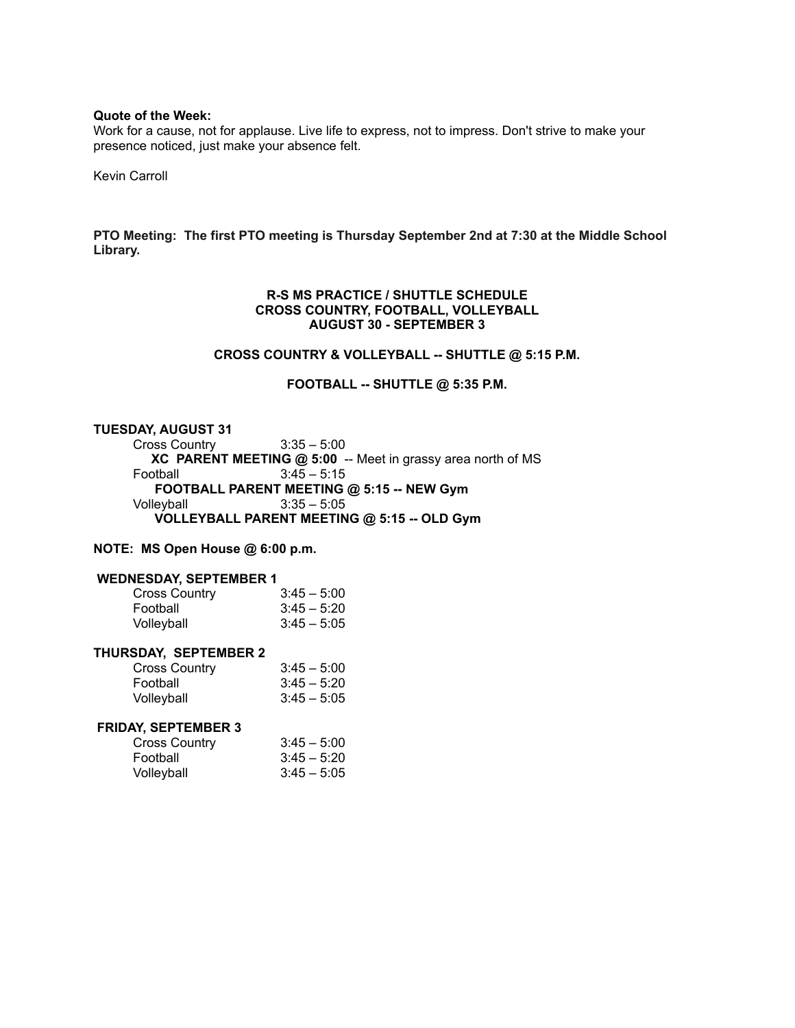**Quote of the Week:**
Work for a cause, not for applause. Live life to express, not to impress. Don't strive to make your presence noticed, just make your absence felt.

Kevin Carroll

**PTO Meeting: The first PTO meeting is Thursday September 2nd at 7:30 at the Middle School Library.**

**R-S MS PRACTICE / SHUTTLE SCHEDULE**
**CROSS COUNTRY, FOOTBALL, VOLLEYBALL**
**AUGUST 30 - SEPTEMBER 3**

**CROSS COUNTRY & VOLLEYBALL -- SHUTTLE @ 5:15 P.M.**

**FOOTBALL -- SHUTTLE @ 5:35 P.M.**

**TUESDAY, AUGUST 31**

Cross Country 3:35 – 5:00
**XC PARENT MEETING @ 5:00** -- Meet in grassy area north of MS
Football 3:45 – 5:15
**FOOTBALL PARENT MEETING @ 5:15 -- NEW Gym**
Volleyball 3:35 – 5:05
**VOLLEYBALL PARENT MEETING @ 5:15 -- OLD Gym**

**NOTE: MS Open House @ 6:00 p.m.**

**WEDNESDAY, SEPTEMBER 1**

| | |
|---|---|
| Cross Country | 3:45 – 5:00 |
| Football | 3:45 – 5:20 |
| Volleyball | 3:45 – 5:05 |

**THURSDAY, SEPTEMBER 2**

| | |
|---|---|
| Cross Country | 3:45 – 5:00 |
| Football | 3:45 – 5:20 |
| Volleyball | 3:45 – 5:05 |

**FRIDAY, SEPTEMBER 3**

| | |
|---|---|
| Cross Country | 3:45 – 5:00 |
| Football | 3:45 – 5:20 |
| Volleyball | 3:45 – 5:05 |